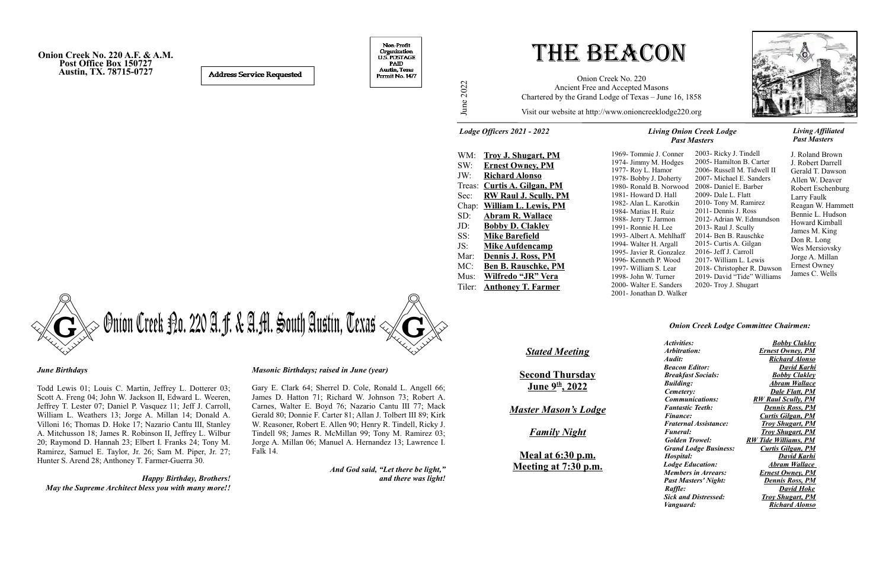**Onion Creek No. 220 A.F. & A.M.**
**Post Office Box 150727**
**Austin, TX. 78715-0727**

Address Service Requested

Non-Profit Organization U.S. POSTAGE PAID Austin, Texas Permit No. 1477

# THE BEACON

June 2022

Onion Creek No. 220
Ancient Free and Accepted Masons
Chartered by the Grand Lodge of Texas – June 16, 1858

Visit our website at http://www.onioncreeklodge220.org

## Onion Creek No. 220 A.F. & A.M. South Austin, Texas

### *Lodge Officers 2021 - 2022*

- WM: **Troy J. Shugart, PM**
- SW: **Ernest Owney, PM**
- JW: **Richard Alonso**
- Treas: **Curtis A. Gilgan, PM**
- Sec: **RW Raul J. Scully, PM**
- Chap: **William L. Lewis, PM**
- SD: **Abram R. Wallace**
- JD: **Bobby D. Clakley**
- SS: **Mike Barefield**
- JS: **Mike Aufdencamp**
- Mar: **Dennis J. Ross, PM**
- MC: **Ben B. Rauschke, PM**
- Mus: **Wilfredo "JR" Vera**
- Tiler: **Anthoney T. Farmer**

### *Living Onion Creek Lodge Past Masters*

1969- Tommie J. Conner
1974- Jimmy M. Hodges
1977- Roy L. Hamor
1978- Bobby J. Doherty
1980- Ronald B. Norwood
1981- Howard D. Hall
1982- Alan L. Karotkin
1984- Matias H. Ruiz
1988- Jerry T. Jarmon
1991- Ronnie H. Lee
1993- Albert A. Mehlhaff
1994- Walter H. Argall
1995- Javier R. Gonzalez
1996- Kenneth P. Wood
1997- William S. Lear
1998- John W. Turner
2000- Walter E. Sanders
2001- Jonathan D. Walker
2003- Ricky J. Tindell
2005- Hamilton B. Carter
2006- Russell M. Tidwell II
2007- Michael E. Sanders
2008- Daniel E. Barber
2009- Dale L. Flatt
2010- Tony M. Ramirez
2011- Dennis J. Ross
2012- Adrian W. Edmundson
2013- Raul J. Scully
2014- Ben B. Rauschke
2015- Curtis A. Gilgan
2016- Jeff J. Carroll
2017- William L. Lewis
2018- Christopher R. Dawson
2019- David "Tide" Williams
2020- Troy J. Shugart

### *Living Affiliated Past Masters*

J. Roland Brown
J. Robert Darrell
Gerald T. Dawson
Allen W. Deaver
Robert Eschenburg
Larry Faulk
Reagan W. Hammett
Bennie L. Hudson
Howard Kimball
James M. King
Don R. Long
Wes Mersiovsky
Jorge A. Millan
Ernest Owney
James C. Wells

### *June Birthdays*

Todd Lewis 01; Louis C. Martin, Jeffrey L. Dotterer 03; Scott A. Freng 04; John W. Jackson II, Edward L. Weeren, Jeffrey T. Lester 07; Daniel P. Vasquez 11; Jeff J. Carroll, William L. Weathers 13; Jorge A. Millan 14; Donald A. Villoni 16; Thomas D. Hoke 17; Nazario Cantu III, Stanley A. Mitchusson 18; James R. Robinson II, Jeffrey L. Wilbur 20; Raymond D. Hannah 23; Elbert I. Franks 24; Tony M. Ramirez, Samuel E. Taylor, Jr. 26; Sam M. Piper, Jr. 27; Hunter S. Arend 28; Anthoney T. Farmer-Guerra 30.

*Happy Birthday, Brothers!*
*May the Supreme Architect bless you with many more!!*

### *Masonic Birthdays; raised in June (year)*

Gary E. Clark 64; Sherrel D. Cole, Ronald L. Angell 66; James D. Hatton 71; Richard W. Johnson 73; Robert A. Carnes, Walter E. Boyd 76; Nazario Cantu III 77; Mack Gerald 80; Donnie F. Carter 81; Allan J. Tolbert III 89; Kirk W. Reasoner, Robert E. Allen 90; Henry R. Tindell, Ricky J. Tindell 98; James R. McMillan 99; Tony M. Ramirez 03; Jorge A. Millan 06; Manuel A. Hernandez 13; Lawrence I. Falk 14.

*And God said, "Let there be light," and there was light!*

### *Stated Meeting*

**Second Thursday**
**June 9th, 2022**

***Master Mason's Lodge***

***Family Night***

**Meal at 6:30 p.m.**
**Meeting at 7:30 p.m.**

### *Onion Creek Lodge Committee Chairmen:*

| Committee | Chairman |
|---|---|
| *Activities:* | *Bobby Clakley* |
| *Arbitration:* | *Ernest Owney, PM* |
| *Audit:* | *Richard Alonso* |
| *Beacon Editor:* | *David Karhi* |
| *Breakfast Socials:* | *Bobby Clakley* |
| *Building:* | *Abram Wallace* |
| *Cemetery:* | *Dale Flatt, PM* |
| *Communications:* | *RW Raul Scully, PM* |
| *Fantastic Teeth:* | *Dennis Ross, PM* |
| *Finance:* | *Curtis Gilgan, PM* |
| *Fraternal Assistance:* | *Troy Shugart, PM* |
| *Funeral:* | *Troy Shugart, PM* |
| *Golden Trowel:* | *RW Tide Williams, PM* |
| *Grand Lodge Business:* | *Curtis Gilgan, PM* |
| *Hospital:* | *David Karhi* |
| *Lodge Education:* | *Abram Wallace* |
| *Members in Arrears:* | *Ernest Owney, PM* |
| *Past Masters' Night:* | *Dennis Ross, PM* |
| *Raffle:* | *David Hoke* |
| *Sick and Distressed:* | *Troy Shugart, PM* |
| *Vanguard:* | *Richard Alonso* |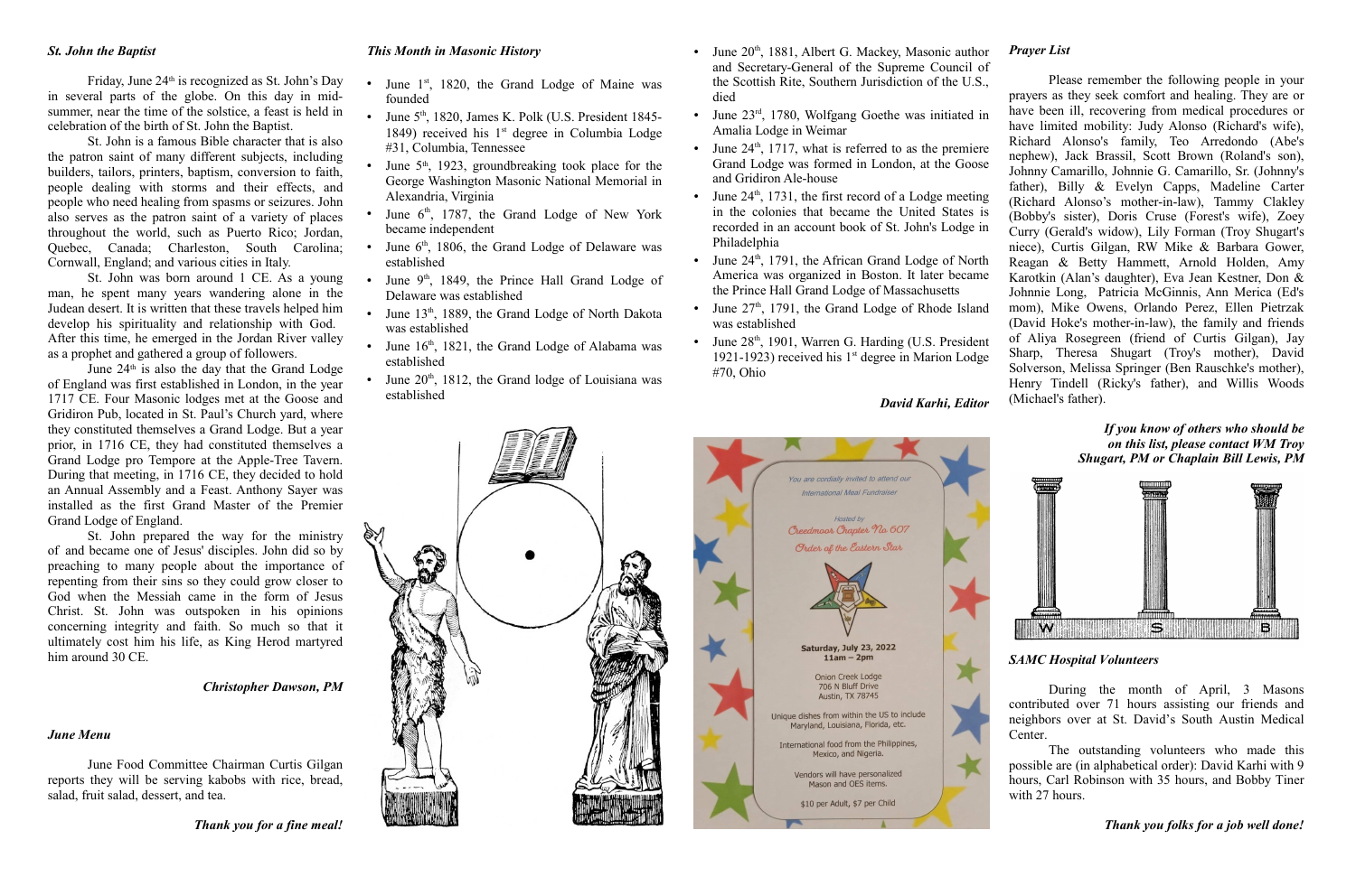### *St. John the Baptist*

Friday, June 24th is recognized as St. John's Day in several parts of the globe. On this day in mid-summer, near the time of the solstice, a feast is held in celebration of the birth of St. John the Baptist.

St. John is a famous Bible character that is also the patron saint of many different subjects, including builders, tailors, printers, baptism, conversion to faith, people dealing with storms and their effects, and people who need healing from spasms or seizures. John also serves as the patron saint of a variety of places throughout the world, such as Puerto Rico; Jordan, Quebec, Canada; Charleston, South Carolina; Cornwall, England; and various cities in Italy.

St. John was born around 1 CE. As a young man, he spent many years wandering alone in the Judean desert. It is written that these travels helped him develop his spirituality and relationship with God. After this time, he emerged in the Jordan River valley as a prophet and gathered a group of followers.

June 24th is also the day that the Grand Lodge of England was first established in London, in the year 1717 CE. Four Masonic lodges met at the Goose and Gridiron Pub, located in St. Paul's Church yard, where they constituted themselves a Grand Lodge. But a year prior, in 1716 CE, they had constituted themselves a Grand Lodge pro Tempore at the Apple-Tree Tavern. During that meeting, in 1716 CE, they decided to hold an Annual Assembly and a Feast. Anthony Sayer was installed as the first Grand Master of the Premier Grand Lodge of England.

St. John prepared the way for the ministry of and became one of Jesus' disciples. John did so by preaching to many people about the importance of repenting from their sins so they could grow closer to God when the Messiah came in the form of Jesus Christ. St. John was outspoken in his opinions concerning integrity and faith. So much so that it ultimately cost him his life, as King Herod martyred him around 30 CE.

***Christopher Dawson, PM***

### *June Menu*

June Food Committee Chairman Curtis Gilgan reports they will be serving kabobs with rice, bread, salad, fruit salad, dessert, and tea.

***Thank you for a fine meal!***

### *This Month in Masonic History*

- June 1st, 1820, the Grand Lodge of Maine was founded
- June 5th, 1820, James K. Polk (U.S. President 1845-1849) received his 1st degree in Columbia Lodge #31, Columbia, Tennessee
- June 5th, 1923, groundbreaking took place for the George Washington Masonic National Memorial in Alexandria, Virginia
- June 6th, 1787, the Grand Lodge of New York became independent
- June 6th, 1806, the Grand Lodge of Delaware was established
- June 9th, 1849, the Prince Hall Grand Lodge of Delaware was established
- June 13th, 1889, the Grand Lodge of North Dakota was established
- June 16th, 1821, the Grand Lodge of Alabama was established
- June 20th, 1812, the Grand lodge of Louisiana was established
- June 20th, 1881, Albert G. Mackey, Masonic author and Secretary-General of the Supreme Council of the Scottish Rite, Southern Jurisdiction of the U.S., died
- June 23rd, 1780, Wolfgang Goethe was initiated in Amalia Lodge in Weimar
- June 24th, 1717, what is referred to as the premiere Grand Lodge was formed in London, at the Goose and Gridiron Ale-house
- June 24th, 1731, the first record of a Lodge meeting in the colonies that became the United States is recorded in an account book of St. John's Lodge in Philadelphia
- June 24th, 1791, the African Grand Lodge of North America was organized in Boston. It later became the Prince Hall Grand Lodge of Massachusetts
- June 27th, 1791, the Grand Lodge of Rhode Island was established
- June 28th, 1901, Warren G. Harding (U.S. President 1921-1923) received his 1st degree in Marion Lodge #70, Ohio

***David Karhi, Editor***

You are cordially invited to attend our International Meal Fundraiser

Hosted by Creedmoor Chapter No 607 Order of the Eastern Star

Saturday, July 23, 2022
11am – 2pm

Onion Creek Lodge
706 N Bluff Drive
Austin, TX 78745

Unique dishes from within the US to include Maryland, Louisiana, Florida, etc.

International food from the Philippines, Mexico, and Nigeria.

Vendors will have personalized Mason and OES items.

$10 per Adult, $7 per Child

### *Prayer List*

Please remember the following people in your prayers as they seek comfort and healing. They are or have been ill, recovering from medical procedures or have limited mobility: Judy Alonso (Richard's wife), Richard Alonso's family, Teo Arredondo (Abe's nephew), Jack Brassil, Scott Brown (Roland's son), Johnny Camarillo, Johnnie G. Camarillo, Sr. (Johnny's father), Billy & Evelyn Capps, Madeline Carter (Richard Alonso's mother-in-law), Tammy Clakley (Bobby's sister), Doris Cruse (Forest's wife), Zoey Curry (Gerald's niece), Curtis Gilgan, RW Mike & Barbara Gower, Reagan & Betty Hammett, Arnold Holden, Amy Karotkin (Alan's daughter), Eva Jean Kestner, Don & Johnnie Long, Patricia McGinnis, Ann Merica (Ed's mom), Mike Owens, Orlando Perez, Ellen Pietrzak (David Hoke's mother-in-law), the family and friends of Aliya Rosegreen (friend of Curtis Gilgan), Jay Sharp, Theresa Shugart (Troy's mother), David Solverson, Melissa Springer (Ben Rauschke's mother), Henry Tindell (Ricky's father), and Willis Woods (Michael's father).

***If you know of others who should be on this list, please contact WM Troy Shugart, PM or Chaplain Bill Lewis, PM***

W S B

### *SAMC Hospital Volunteers*

During the month of April, 3 Masons contributed over 71 hours assisting our friends and neighbors over at St. David's South Austin Medical Center.

The outstanding volunteers who made this possible are (in alphabetical order): David Karhi with 9 hours, Carl Robinson with 35 hours, and Bobby Tiner with 27 hours.

***Thank you folks for a job well done!***